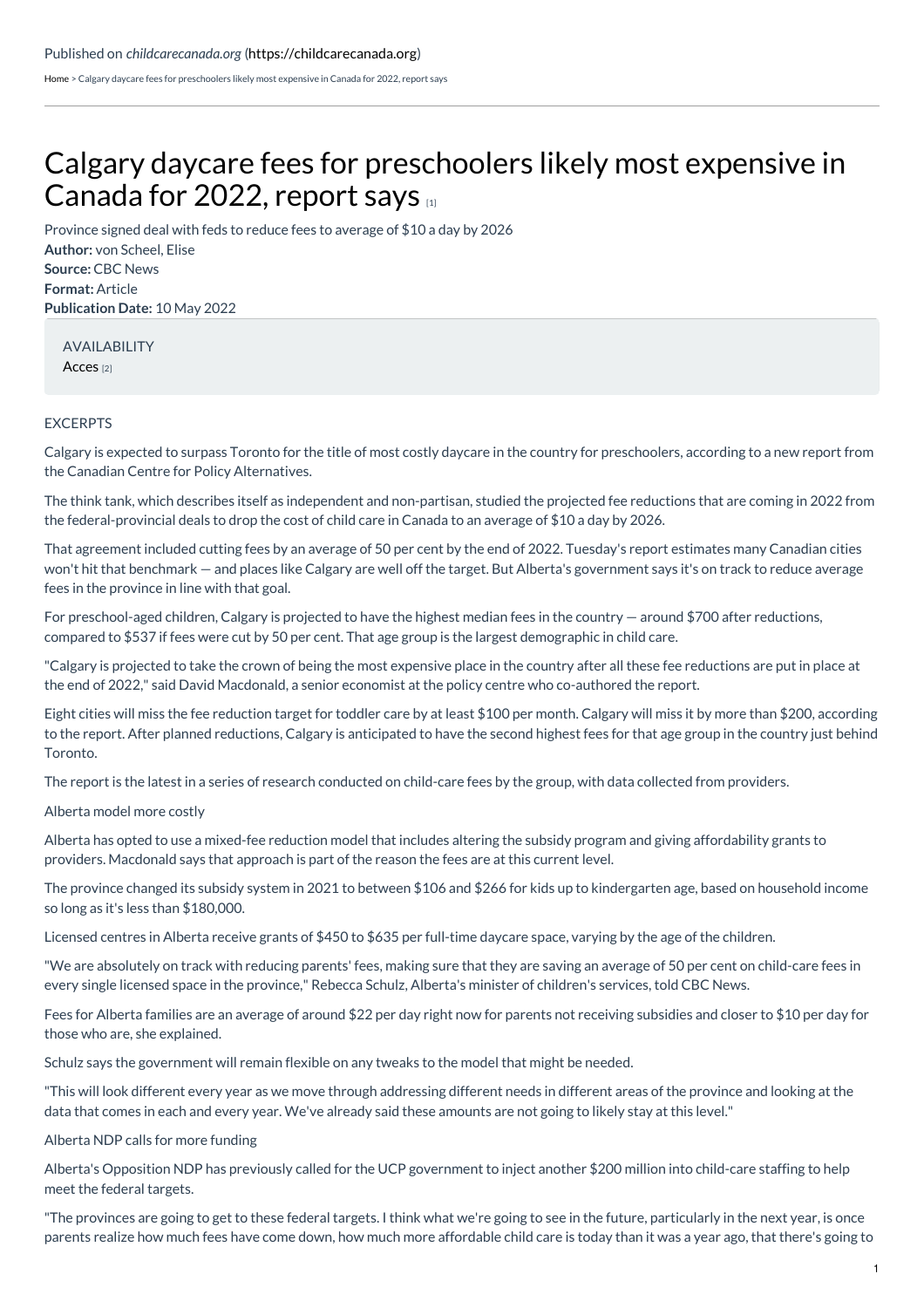Published on *childcarecanada.org* (https://childcarecanada.org)

Home > Calgary daycare fees for preschoolers likely most expensive in Canada for 2022, report says

# Calgary daycare fees for preschoolers likely most expensive in Canada for 2022, report says [1]

Province signed deal with feds to reduce fees to average of $10 a day by 2026

**Author:** von Scheel, Elise
**Source:** CBC News
**Format:** Article
**Publication Date:** 10 May 2022

AVAILABILITY
Acces [2]

EXCERPTS

Calgary is expected to surpass Toronto for the title of most costly daycare in the country for preschoolers, according to a new report from the Canadian Centre for Policy Alternatives.

The think tank, which describes itself as independent and non-partisan, studied the projected fee reductions that are coming in 2022 from the federal-provincial deals to drop the cost of child care in Canada to an average of $10 a day by 2026.

That agreement included cutting fees by an average of 50 per cent by the end of 2022. Tuesday's report estimates many Canadian cities won't hit that benchmark — and places like Calgary are well off the target. But Alberta's government says it's on track to reduce average fees in the province in line with that goal.

For preschool-aged children, Calgary is projected to have the highest median fees in the country — around $700 after reductions, compared to $537 if fees were cut by 50 per cent. That age group is the largest demographic in child care.

"Calgary is projected to take the crown of being the most expensive place in the country after all these fee reductions are put in place at the end of 2022," said David Macdonald, a senior economist at the policy centre who co-authored the report.

Eight cities will miss the fee reduction target for toddler care by at least $100 per month. Calgary will miss it by more than $200, according to the report. After planned reductions, Calgary is anticipated to have the second highest fees for that age group in the country just behind Toronto.

The report is the latest in a series of research conducted on child-care fees by the group, with data collected from providers.

Alberta model more costly

Alberta has opted to use a mixed-fee reduction model that includes altering the subsidy program and giving affordability grants to providers. Macdonald says that approach is part of the reason the fees are at this current level.

The province changed its subsidy system in 2021 to between $106 and $266 for kids up to kindergarten age, based on household income so long as it's less than $180,000.

Licensed centres in Alberta receive grants of $450 to $635 per full-time daycare space, varying by the age of the children.

"We are absolutely on track with reducing parents' fees, making sure that they are saving an average of 50 per cent on child-care fees in every single licensed space in the province," Rebecca Schulz, Alberta's minister of children's services, told CBC News.

Fees for Alberta families are an average of around $22 per day right now for parents not receiving subsidies and closer to $10 per day for those who are, she explained.

Schulz says the government will remain flexible on any tweaks to the model that might be needed.

"This will look different every year as we move through addressing different needs in different areas of the province and looking at the data that comes in each and every year. We've already said these amounts are not going to likely stay at this level."

Alberta NDP calls for more funding

Alberta's Opposition NDP has previously called for the UCP government to inject another $200 million into child-care staffing to help meet the federal targets.

"The provinces are going to get to these federal targets. I think what we're going to see in the future, particularly in the next year, is once parents realize how much fees have come down, how much more affordable child care is today than it was a year ago, that there's going to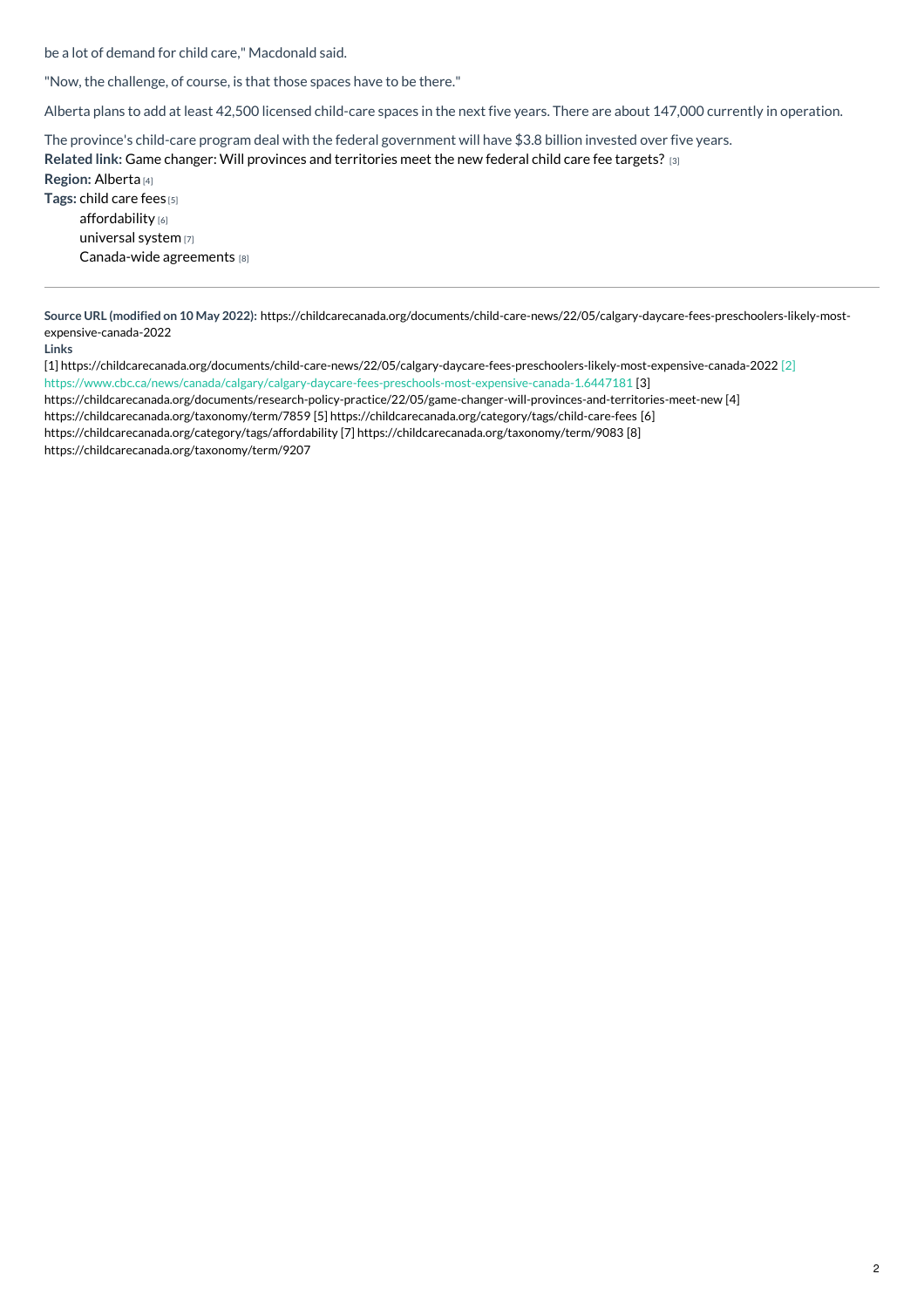be a lot of demand for child care," Macdonald said.

"Now, the challenge, of course, is that those spaces have to be there."

Alberta plans to add at least 42,500 licensed child-care spaces in the next five years. There are about 147,000 currently in operation.

The province's child-care program deal with the federal government will have $3.8 billion invested over five years.

**Related link:** Game changer: Will provinces and territories meet the new federal child care fee targets? [3]

**Region:** Alberta [4]

**Tags:** child care fees [5]
  affordability [6]
  universal system [7]
  Canada-wide agreements [8]

---

**Source URL (modified on 10 May 2022):** https://childcarecanada.org/documents/child-care-news/22/05/calgary-daycare-fees-preschoolers-likely-most-expensive-canada-2022

**Links**

[1] https://childcarecanada.org/documents/child-care-news/22/05/calgary-daycare-fees-preschoolers-likely-most-expensive-canada-2022 [2] https://www.cbc.ca/news/canada/calgary/calgary-daycare-fees-preschools-most-expensive-canada-1.6447181 [3] https://childcarecanada.org/documents/research-policy-practice/22/05/game-changer-will-provinces-and-territories-meet-new [4] https://childcarecanada.org/taxonomy/term/7859 [5] https://childcarecanada.org/category/tags/child-care-fees [6] https://childcarecanada.org/category/tags/affordability [7] https://childcarecanada.org/taxonomy/term/9083 [8] https://childcarecanada.org/taxonomy/term/9207